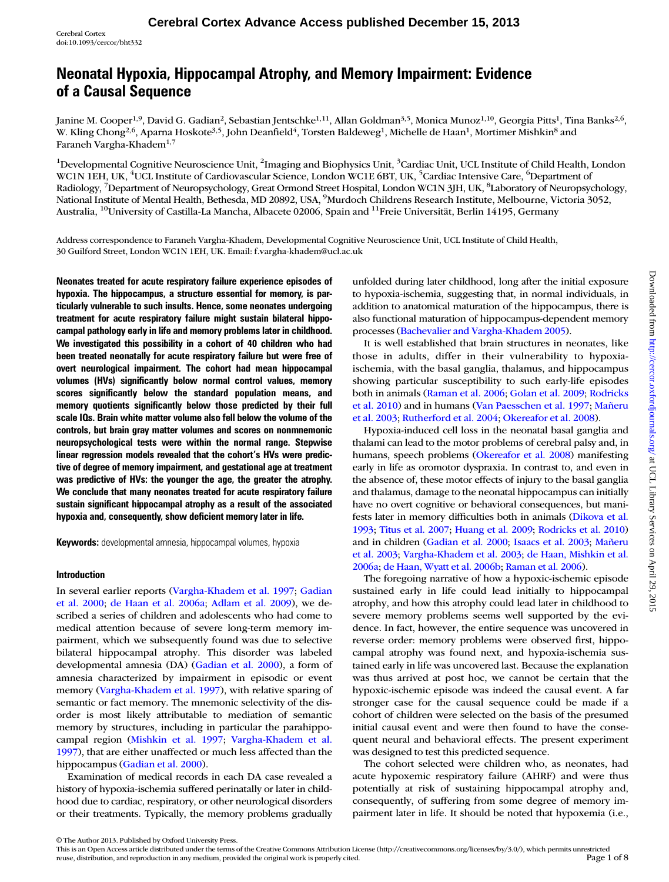# Neonatal Hypoxia, Hippocampal Atrophy, and Memory Impairment: Evidence of a Causal Sequence

Janine M. Cooper[1,9], David G. Gadian[2], Sebastian Jentschke[1,11], Allan Goldman[3,5], Monica Munoz[1,10], Georgia Pitts[1], Tina Banks[2,6], W. Kling Chong[2,6], Aparna Hoskote[3,5], John Deanfield[4], Torsten Baldeweg[1], Michelle de Haan[1], Mortimer Mishkin[8] and Faraneh Vargha-Khadem[1,7]

[1]Developmental Cognitive Neuroscience Unit, [2]Imaging and Biophysics Unit, [3]Cardiac Unit, UCL Institute of Child Health, London WC1N 1EH, UK, [4]UCL Institute of Cardiovascular Science, London WC1E 6BT, UK, [5]Cardiac Intensive Care, [6]Department of Radiology, [7]Department of Neuropsychology, Great Ormond Street Hospital, London WC1N 3JH, UK, [8]Laboratory of Neuropsychology, National Institute of Mental Health, Bethesda, MD 20892, USA, [9]Murdoch Childrens Research Institute, Melbourne, Victoria 3052, Australia, [10]University of Castilla-La Mancha, Albacete 02006, Spain and [11]Freie Universität, Berlin 14195, Germany

Address correspondence to Faraneh Vargha-Khadem, Developmental Cognitive Neuroscience Unit, UCL Institute of Child Health, 30 Guilford Street, London WC1N 1EH, UK. Email: f.vargha-khadem@ucl.ac.uk

**Neonates treated for acute respiratory failure experience episodes of hypoxia. The hippocampus, a structure essential for memory, is particularly vulnerable to such insults. Hence, some neonates undergoing treatment for acute respiratory failure might sustain bilateral hippocampal pathology early in life and memory problems later in childhood. We investigated this possibility in a cohort of 40 children who had been treated neonatally for acute respiratory failure but were free of overt neurological impairment. The cohort had mean hippocampal volumes (HVs) significantly below normal control values, memory scores significantly below the standard population means, and memory quotients significantly below those predicted by their full scale IQs. Brain white matter volume also fell below the volume of the controls, but brain gray matter volumes and scores on nonmnemonic neuropsychological tests were within the normal range. Stepwise linear regression models revealed that the cohort's HVs were predictive of degree of memory impairment, and gestational age at treatment was predictive of HVs: the younger the age, the greater the atrophy. We conclude that many neonates treated for acute respiratory failure sustain significant hippocampal atrophy as a result of the associated hypoxia and, consequently, show deficient memory later in life.**

**Keywords:** developmental amnesia, hippocampal volumes, hypoxia

## Introduction

In several earlier reports (Vargha-Khadem et al. 1997; Gadian et al. 2000; de Haan et al. 2006a; Adlam et al. 2009), we described a series of children and adolescents who had come to medical attention because of severe long-term memory impairment, which we subsequently found was due to selective bilateral hippocampal atrophy. This disorder was labeled developmental amnesia (DA) (Gadian et al. 2000), a form of amnesia characterized by impairment in episodic or event memory (Vargha-Khadem et al. 1997), with relative sparing of semantic or fact memory. The mnemonic selectivity of the disorder is most likely attributable to mediation of semantic memory by structures, including in particular the parahippocampal region (Mishkin et al. 1997; Vargha-Khadem et al. 1997), that are either unaffected or much less affected than the hippocampus (Gadian et al. 2000).

Examination of medical records in each DA case revealed a history of hypoxia-ischemia suffered perinatally or later in childhood due to cardiac, respiratory, or other neurological disorders or their treatments. Typically, the memory problems gradually unfolded during later childhood, long after the initial exposure to hypoxia-ischemia, suggesting that, in normal individuals, in addition to anatomical maturation of the hippocampus, there is also functional maturation of hippocampus-dependent memory processes (Bachevalier and Vargha-Khadem 2005).

It is well established that brain structures in neonates, like those in adults, differ in their vulnerability to hypoxia-ischemia, with the basal ganglia, thalamus, and hippocampus showing particular susceptibility to such early-life episodes both in animals (Raman et al. 2006; Golan et al. 2009; Rodricks et al. 2010) and in humans (Van Paesschen et al. 1997; Mañeru et al. 2003; Rutherford et al. 2004; Okereafor et al. 2008).

Hypoxia-induced cell loss in the neonatal basal ganglia and thalami can lead to the motor problems of cerebral palsy and, in humans, speech problems (Okereafor et al. 2008) manifesting early in life as oromotor dyspraxia. In contrast to, and even in the absence of, these motor effects of injury to the basal ganglia and thalamus, damage to the neonatal hippocampus can initially have no overt cognitive or behavioral consequences, but manifests later in memory difficulties both in animals (Dikova et al. 1993; Titus et al. 2007; Huang et al. 2009; Rodricks et al. 2010) and in children (Gadian et al. 2000; Isaacs et al. 2003; Mañeru et al. 2003; Vargha-Khadem et al. 2003; de Haan, Mishkin et al. 2006a; de Haan, Wyatt et al. 2006b; Raman et al. 2006).

The foregoing narrative of how a hypoxic-ischemic episode sustained early in life could lead initially to hippocampal atrophy, and how this atrophy could lead later in childhood to severe memory problems seems well supported by the evidence. In fact, however, the entire sequence was uncovered in reverse order: memory problems were observed first, hippocampal atrophy was found next, and hypoxia-ischemia sustained early in life was uncovered last. Because the explanation was thus arrived at post hoc, we cannot be certain that the hypoxic-ischemic episode was indeed the causal event. A far stronger case for the causal sequence could be made if a cohort of children were selected on the basis of the presumed initial causal event and were then found to have the consequent neural and behavioral effects. The present experiment was designed to test this predicted sequence.

The cohort selected were children who, as neonates, had acute hypoxemic respiratory failure (AHRF) and were thus potentially at risk of sustaining hippocampal atrophy and, consequently, of suffering from some degree of memory impairment later in life. It should be noted that hypoxemia (i.e.,

© The Author 2013. Published by Oxford University Press.
This is an Open Access article distributed under the terms of the Creative Commons Attribution License (http://creativecommons.org/licenses/by/3.0/), which permits unrestricted reuse, distribution, and reproduction in any medium, provided the original work is properly cited.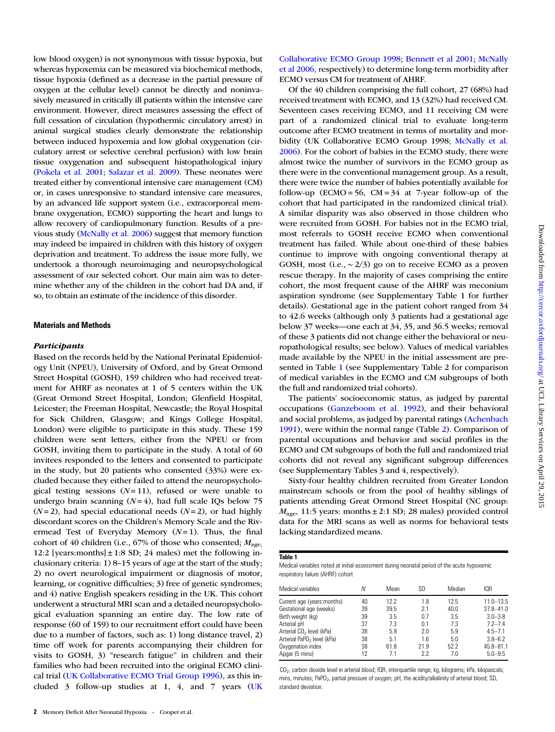low blood oxygen) is not synonymous with tissue hypoxia, but whereas hypoxemia can be measured via biochemical methods, tissue hypoxia (defined as a decrease in the partial pressure of oxygen at the cellular level) cannot be directly and noninvasively measured in critically ill patients within the intensive care environment. However, direct measures assessing the effect of full cessation of circulation (hypothermic circulatory arrest) in animal surgical studies clearly demonstrate the relationship between induced hypoxemia and low global oxygenation (circulatory arrest or selective cerebral perfusion) with low brain tissue oxygenation and subsequent histopathological injury (Pokela et al. 2001; Salazar et al. 2009). These neonates were treated either by conventional intensive care management (CM) or, in cases unresponsive to standard intensive care measures, by an advanced life support system (i.e., extracorporeal membrane oxygenation, ECMO) supporting the heart and lungs to allow recovery of cardiopulmonary function. Results of a previous study (McNally et al. 2006) suggest that memory function may indeed be impaired in children with this history of oxygen deprivation and treatment. To address the issue more fully, we undertook a thorough neuroimaging and neuropsychological assessment of our selected cohort. Our main aim was to determine whether any of the children in the cohort had DA and, if so, to obtain an estimate of the incidence of this disorder.

## Materials and Methods

### *Participants*

Based on the records held by the National Perinatal Epidemiology Unit (NPEU), University of Oxford, and by Great Ormond Street Hospital (GOSH), 159 children who had received treatment for AHRF as neonates at 1 of 5 centers within the UK (Great Ormond Street Hospital, London; Glenfield Hospital, Leicester; the Freeman Hospital, Newcastle; the Royal Hospital for Sick Children, Glasgow; and Kings College Hospital, London) were eligible to participate in this study. These 159 children were sent letters, either from the NPEU or from GOSH, inviting them to participate in the study. A total of 60 invitees responded to the letters and consented to participate in the study, but 20 patients who consented (33%) were excluded because they either failed to attend the neuropsychological testing sessions ($N = 11$), refused or were unable to undergo brain scanning ($N = 4$), had full scale IQs below 75 ($N = 2$), had special educational needs ($N = 2$), or had highly discordant scores on the Children's Memory Scale and the Rivermead Test of Everyday Memory ($N = 1$). Thus, the final cohort of 40 children (i.e., 67% of those who consented; $M_{age}$, 12:2 [years:months] ± 1:8 SD; 24 males) met the following inclusionary criteria: 1) 8–15 years of age at the start of the study; 2) no overt neurological impairment or diagnosis of motor, learning, or cognitive difficulties; 3) free of genetic syndromes; and 4) native English speakers residing in the UK. This cohort underwent a structural MRI scan and a detailed neuropsychological evaluation spanning an entire day. The low rate of response (60 of 159) to our recruitment effort could have been due to a number of factors, such as: 1) long distance travel, 2) time off work for parents accompanying their children for visits to GOSH, 3) "research fatigue" in children and their families who had been recruited into the original ECMO clinical trial (UK Collaborative ECMO Trial Group 1996), as this included 3 follow-up studies at 1, 4, and 7 years (UK Collaborative ECMO Group 1998; Bennett et al 2001; McNally et al 2006, respectively) to determine long-term morbidity after ECMO versus CM for treatment of AHRF.

Of the 40 children comprising the full cohort, 27 (68%) had received treatment with ECMO, and 13 (32%) had received CM. Seventeen cases receiving ECMO, and 11 receiving CM were part of a randomized clinical trial to evaluate long-term outcome after ECMO treatment in terms of mortality and morbidity (UK Collaborative ECMO Group 1998; McNally et al. 2006). For the cohort of babies in the ECMO study, there were almost twice the number of survivors in the ECMO group as there were in the conventional management group. As a result, there were twice the number of babies potentially available for follow-up (ECMO = 56, CM = 34 at 7-year follow-up of the cohort that had participated in the randomized clinical trial). A similar disparity was also observed in those children who were recruited from GOSH. For babies not in the ECMO trial, most referrals to GOSH receive ECMO when conventional treatment has failed. While about one-third of these babies continue to improve with ongoing conventional therapy at GOSH, most (i.e., ~ 2/3) go on to receive ECMO as a proven rescue therapy. In the majority of cases comprising the entire cohort, the most frequent cause of the AHRF was meconium aspiration syndrome (see Supplementary Table 1 for further details). Gestational age in the patient cohort ranged from 34 to 42.6 weeks (although only 3 patients had a gestational age below 37 weeks—one each at 34, 35, and 36.5 weeks; removal of these 3 patients did not change either the behavioral or neuropathological results; see below). Values of medical variables made available by the NPEU in the initial assessment are presented in Table 1 (see Supplementary Table 2 for comparison of medical variables in the ECMO and CM subgroups of both the full and randomized trial cohorts).

The patients' socioeconomic status, as judged by parental occupations (Ganzeboom et al. 1992), and their behavioral and social problems, as judged by parental ratings (Achenbach 1991), were within the normal range (Table 2). Comparison of parental occupations and behavior and social profiles in the ECMO and CM subgroups of both the full and randomized trial cohorts did not reveal any significant subgroup differences (see Supplementary Tables 3 and 4, respectively).

Sixty-four healthy children recruited from Greater London mainstream schools or from the pool of healthy siblings of patients attending Great Ormond Street Hospital (NC group: $M_{age}$, 11:5 years: months ± 2:1 SD; 28 males) provided control data for the MRI scans as well as norms for behavioral tests lacking standardized means.

**Table 1**

Medical variables noted at initial assessment during neonatal period of the acute hypoxemic respiratory failure (AHRF) cohort

| Medical variables | N | Mean | SD | Median | IQR |
|---|---|---|---|---|---|
| Current age (years:months) | 40 | 12.2 | 1.8 | 12.5 | 11.0–13.5 |
| Gestational age (weeks) | 39 | 39.5 | 2.1 | 40.0 | 37.8–41.0 |
| Birth weight (kg) | 39 | 3.5 | 0.7 | 3.5 | 3.0–3.8 |
| Arterial pH | 37 | 7.3 | 0.1 | 7.3 | 7.2–7.4 |
| Arterial $CO_2$ level (kPa) | 38 | 5.9 | 2.0 | 5.9 | 4.5–7.1 |
| Arterial $PaO_2$ level (kPa) | 38 | 5.1 | 1.6 | 5.0 | 3.8–6.2 |
| Oxygenation index | 38 | 61.8 | 21.9 | 52.2 | 45.8–81.1 |
| Apgar (5 mins) | 12 | 7.1 | 2.2 | 7.0 | 5.0–9.5 |

$CO_2$, carbon dioxide level in arterial blood; IQR, interquartile range; kg, kilograms; kPa, kilopascals; mins, minutes; $PaO_2$, partial pressure of oxygen; pH, the acidity/alkalinity of arterial blood; SD, standard deviation.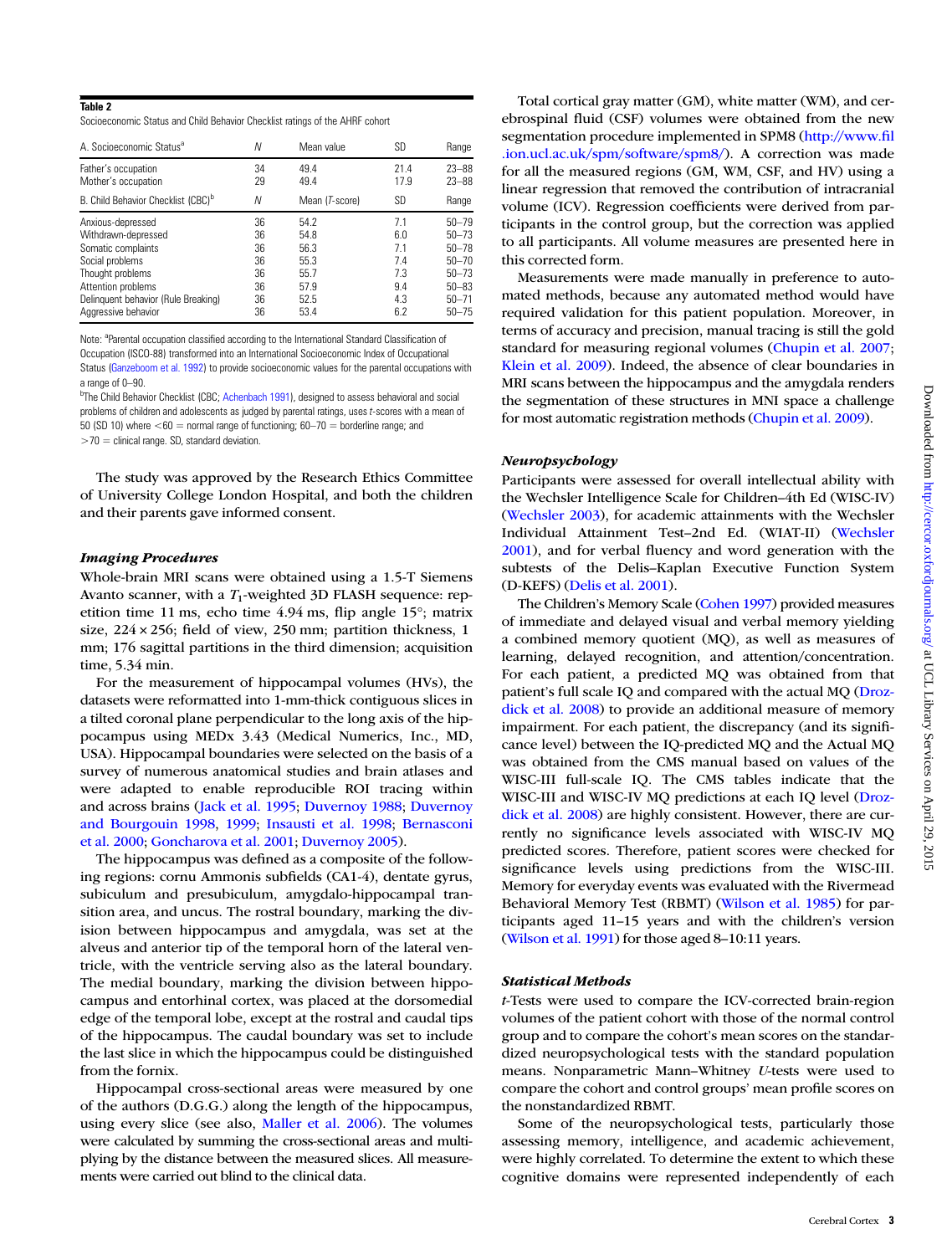**Table 2**

Socioeconomic Status and Child Behavior Checklist ratings of the AHRF cohort

| A. Socioeconomic Status[a] | N | Mean value | SD | Range |
|---|---|---|---|---|
| Father's occupation | 34 | 49.4 | 21.4 | 23–88 |
| Mother's occupation | 29 | 49.4 | 17.9 | 23–88 |
| **B. Child Behavior Checklist (CBC)[b]** | **N** | **Mean (T-score)** | **SD** | **Range** |
| Anxious-depressed | 36 | 54.2 | 7.1 | 50–79 |
| Withdrawn-depressed | 36 | 54.8 | 6.0 | 50–73 |
| Somatic complaints | 36 | 56.3 | 7.1 | 50–78 |
| Social problems | 36 | 55.3 | 7.4 | 50–70 |
| Thought problems | 36 | 55.7 | 7.3 | 50–73 |
| Attention problems | 36 | 57.9 | 9.4 | 50–83 |
| Delinquent behavior (Rule Breaking) | 36 | 52.5 | 4.3 | 50–71 |
| Aggressive behavior | 36 | 53.4 | 6.2 | 50–75 |

Note: [a]Parental occupation classified according to the International Standard Classification of Occupation (ISCO-88) transformed into an International Socioeconomic Index of Occupational Status (Ganzeboom et al. 1992) to provide socioeconomic values for the parental occupations with a range of 0–90.

[b]The Child Behavior Checklist (CBC; Achenbach 1991), designed to assess behavioral and social problems of children and adolescents as judged by parental ratings, uses *t*-scores with a mean of 50 (SD 10) where <60 = normal range of functioning; 60–70 = borderline range; and >70 = clinical range. SD, standard deviation.

The study was approved by the Research Ethics Committee of University College London Hospital, and both the children and their parents gave informed consent.

### *Imaging Procedures*

Whole-brain MRI scans were obtained using a 1.5-T Siemens Avanto scanner, with a $T_1$-weighted 3D FLASH sequence: repetition time 11 ms, echo time 4.94 ms, flip angle 15°; matrix size, 224 × 256; field of view, 250 mm; partition thickness, 1 mm; 176 sagittal partitions in the third dimension; acquisition time, 5.34 min.

For the measurement of hippocampal volumes (HVs), the datasets were reformatted into 1-mm-thick contiguous slices in a tilted coronal plane perpendicular to the long axis of the hippocampus using MEDx 3.43 (Medical Numerics, Inc., MD, USA). Hippocampal boundaries were selected on the basis of a survey of numerous anatomical studies and brain atlases and were adapted to enable reproducible ROI tracing within and across brains (Jack et al. 1995; Duvernoy 1988; Duvernoy and Bourgouin 1998, 1999; Insausti et al. 1998; Bernasconi et al. 2000; Goncharova et al. 2001; Duvernoy 2005).

The hippocampus was defined as a composite of the following regions: cornu Ammonis subfields (CA1-4), dentate gyrus, subiculum and presubiculum, amygdalo-hippocampal transition area, and uncus. The rostral boundary, marking the division between hippocampus and amygdala, was set at the alveus and anterior tip of the temporal horn of the lateral ventricle, with the ventricle serving also as the lateral boundary. The medial boundary, marking the division between hippocampus and entorhinal cortex, was placed at the dorsomedial edge of the temporal lobe, except at the rostral and caudal tips of the hippocampus. The caudal boundary was set to include the last slice in which the hippocampus could be distinguished from the fornix.

Hippocampal cross-sectional areas were measured by one of the authors (D.G.G.) along the length of the hippocampus, using every slice (see also, Maller et al. 2006). The volumes were calculated by summing the cross-sectional areas and multiplying by the distance between the measured slices. All measurements were carried out blind to the clinical data.

Total cortical gray matter (GM), white matter (WM), and cerebrospinal fluid (CSF) volumes were obtained from the new segmentation procedure implemented in SPM8 (http://www.fil.ion.ucl.ac.uk/spm/software/spm8/). A correction was made for all the measured regions (GM, WM, CSF, and HV) using a linear regression that removed the contribution of intracranial volume (ICV). Regression coefficients were derived from participants in the control group, but the correction was applied to all participants. All volume measures are presented here in this corrected form.

Measurements were made manually in preference to automated methods, because any automated method would have required validation for this patient population. Moreover, in terms of accuracy and precision, manual tracing is still the gold standard for measuring regional volumes (Chupin et al. 2007; Klein et al. 2009). Indeed, the absence of clear boundaries in MRI scans between the hippocampus and the amygdala renders the segmentation of these structures in MNI space a challenge for most automatic registration methods (Chupin et al. 2009).

### *Neuropsychology*

Participants were assessed for overall intellectual ability with the Wechsler Intelligence Scale for Children–4th Ed (WISC-IV) (Wechsler 2003), for academic attainments with the Wechsler Individual Attainment Test–2nd Ed. (WIAT-II) (Wechsler 2001), and for verbal fluency and word generation with the subtests of the Delis–Kaplan Executive Function System (D-KEFS) (Delis et al. 2001).

The Children's Memory Scale (Cohen 1997) provided measures of immediate and delayed visual and verbal memory yielding a combined memory quotient (MQ), as well as measures of learning, delayed recognition, and attention/concentration. For each patient, a predicted MQ was obtained from that patient's full scale IQ and compared with the actual MQ (Drozdick et al. 2008) to provide an additional measure of memory impairment. For each patient, the discrepancy (and its significance level) between the IQ-predicted MQ and the Actual MQ was obtained from the CMS manual based on values of the WISC-III full-scale IQ. The CMS tables indicate that the WISC-III and WISC-IV MQ predictions at each IQ level (Drozdick et al. 2008) are highly consistent. However, there are currently no significance levels associated with WISC-IV MQ predicted scores. Therefore, patient scores were checked for significance levels using predictions from the WISC-III. Memory for everyday events was evaluated with the Rivermead Behavioral Memory Test (RBMT) (Wilson et al. 1985) for participants aged 11–15 years and with the children's version (Wilson et al. 1991) for those aged 8–10:11 years.

### *Statistical Methods*

*t*-Tests were used to compare the ICV-corrected brain-region volumes of the patient cohort with those of the normal control group and to compare the cohort's mean scores on the standardized neuropsychological tests with the standard population means. Nonparametric Mann–Whitney *U*-tests were used to compare the cohort and control groups' mean profile scores on the nonstandardized RBMT.

Some of the neuropsychological tests, particularly those assessing memory, intelligence, and academic achievement, were highly correlated. To determine the extent to which these cognitive domains were represented independently of each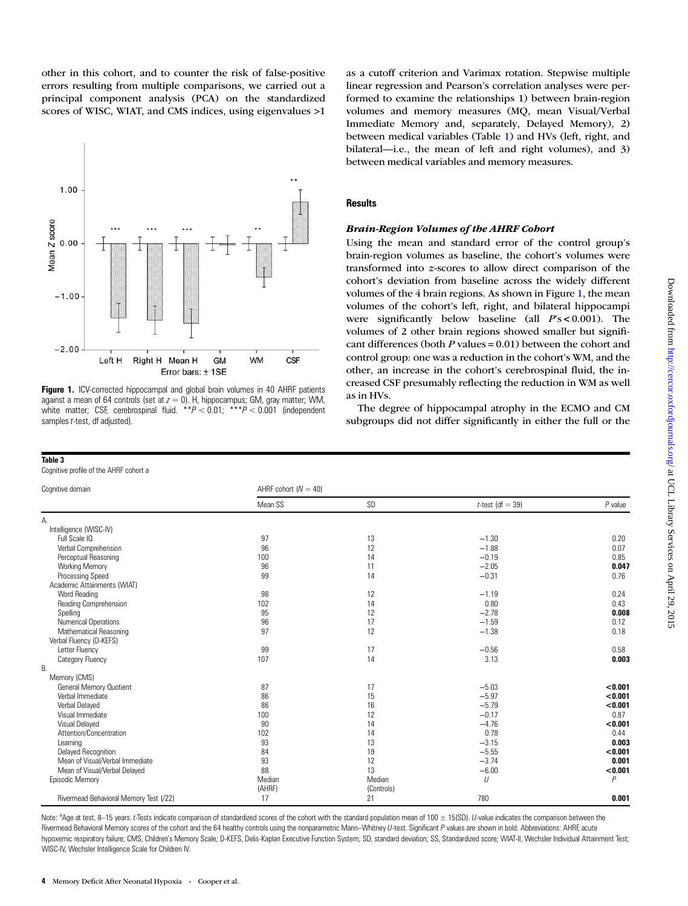other in this cohort, and to counter the risk of false-positive errors resulting from multiple comparisons, we carried out a principal component analysis (PCA) on the standardized scores of WISC, WIAT, and CMS indices, using eigenvalues >1 as a cutoff criterion and Varimax rotation. Stepwise multiple linear regression and Pearson's correlation analyses were performed to examine the relationships 1) between brain-region volumes and memory measures (MQ, mean Visual/Verbal Immediate Memory and, separately, Delayed Memory), 2) between medical variables (Table 1) and HVs (left, right, and bilateral—i.e., the mean of left and right volumes), and 3) between medical variables and memory measures.

**Figure 1.** ICV-corrected hippocampal and global brain volumes in 40 AHRF patients against a mean of 64 controls (set at $z = 0$). H, hippocampus; GM, gray matter; WM, white matter; CSF, cerebrospinal fluid. $^{**}P < 0.01$; $^{***}P < 0.001$ (independent samples $t$-test, df adjusted).

## Results

### *Brain-Region Volumes of the AHRF Cohort*

Using the mean and standard error of the control group's brain-region volumes as baseline, the cohort's volumes were transformed into $z$-scores to allow direct comparison of the cohort's deviation from baseline across the widely different volumes of the 4 brain regions. As shown in Figure 1, the mean volumes of the cohort's left, right, and bilateral hippocampi were significantly below baseline (all $P$'s $< 0.001$). The volumes of 2 other brain regions showed smaller but significant differences (both $P$ values = 0.01) between the cohort and control group: one was a reduction in the cohort's WM, and the other, an increase in the cohort's cerebrospinal fluid, the increased CSF presumably reflecting the reduction in WM as well as in HVs.

The degree of hippocampal atrophy in the ECMO and CM subgroups did not differ significantly in either the full or the

**Table 3**
Cognitive profile of the AHRF cohort a

| Cognitive domain | AHRF cohort ($N = 40$) | | | |
|---|---|---|---|---|
| | Mean SS | SD | $t$-test (df = 39) | $P$ value |
| A. | | | | |
| Intelligence (WISC-IV) | | | | |
| Full Scale IQ | 97 | 13 | −1.30 | 0.20 |
| Verbal Comprehension | 96 | 12 | −1.88 | 0.07 |
| Perceptual Reasoning | 100 | 14 | −0.19 | 0.85 |
| Working Memory | 96 | 11 | −2.05 | **0.047** |
| Processing Speed | 99 | 14 | −0.31 | 0.76 |
| Academic Attainments (WIAT) | | | | |
| Word Reading | 98 | 12 | −1.19 | 0.24 |
| Reading Comprehension | 102 | 14 | 0.80 | 0.43 |
| Spelling | 95 | 12 | −2.78 | **0.008** |
| Numerical Operations | 96 | 17 | −1.59 | 0.12 |
| Mathematical Reasoning | 97 | 12 | −1.38 | 0.18 |
| Verbal Fluency (D-KEFS) | | | | |
| Letter Fluency | 99 | 17 | −0.56 | 0.58 |
| Category Fluency | 107 | 14 | 3.13 | **0.003** |
| B. | | | | |
| Memory (CMS) | | | | |
| General Memory Quotient | 87 | 17 | −5.03 | **<0.001** |
| Verbal Immediate | 86 | 15 | −5.97 | **<0.001** |
| Verbal Delayed | 86 | 16 | −5.79 | **<0.001** |
| Visual Immediate | 100 | 12 | −0.17 | 0.87 |
| Visual Delayed | 90 | 14 | −4.76 | **<0.001** |
| Attention/Concentration | 102 | 14 | 0.78 | 0.44 |
| Learning | 93 | 13 | −3.15 | **0.003** |
| Delayed Recognition | 84 | 19 | −5.55 | **<0.001** |
| Mean of Visual/Verbal Immediate | 93 | 12 | −3.74 | **0.001** |
| Mean of Visual/Verbal Delayed | 88 | 13 | −6.00 | **<0.001** |
| Episodic Memory | Median (AHRF) | Median (Controls) | $U$ | $P$ |
| Rivermead Behavioral Memory Test (/22) | 17 | 21 | 780 | **0.001** |

Note: [a]Age at test, 8–15 years. $t$-Tests indicate comparison of standardized scores of the cohort with the standard population mean of 100 ± 15(SD). $U$-value indicates the comparison between the Rivermead Behavioral Memory scores of the cohort and the 64 healthy controls using the nonparametric Mann–Whitney $U$-test. Significant $P$ values are shown in bold. Abbreviations: AHRF, acute hypoxemic respiratory failure; CMS, Children's Memory Scale; D-KEFS, Delis-Kaplan Executive Function System; SD, standard deviation; SS, Standardized score; WIAT-II, Wechsler Individual Attainment Test; WISC-IV, Wechsler Intelligence Scale for Children IV.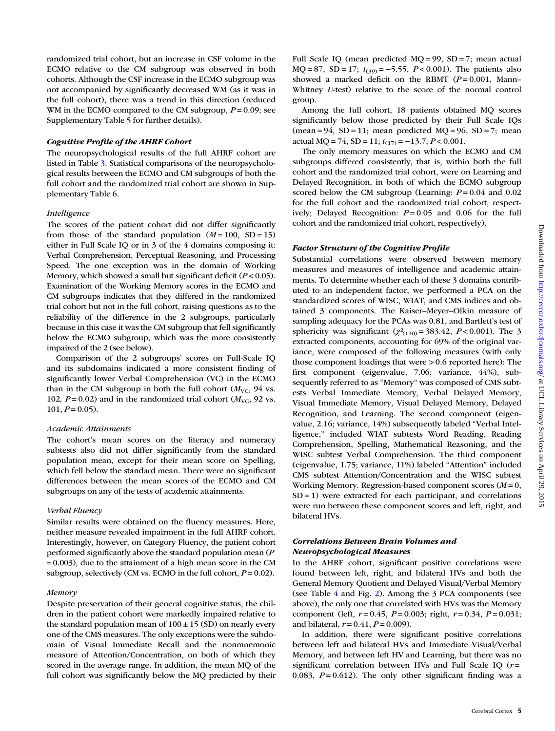randomized trial cohort, but an increase in CSF volume in the ECMO relative to the CM subgroup was observed in both cohorts. Although the CSF increase in the ECMO subgroup was not accompanied by significantly decreased WM (as it was in the full cohort), there was a trend in this direction (reduced WM in the ECMO compared to the CM subgroup, $P = 0.09$; see Supplementary Table 5 for further details).

### *Cognitive Profile of the AHRF Cohort*

The neuropsychological results of the full AHRF cohort are listed in Table 3. Statistical comparisons of the neuropsychological results between the ECMO and CM subgroups of both the full cohort and the randomized trial cohort are shown in Supplementary Table 6.

#### *Intelligence*

The scores of the patient cohort did not differ significantly from those of the standard population ($M = 100$, $SD = 15$) either in Full Scale IQ or in 3 of the 4 domains composing it: Verbal Comprehension, Perceptual Reasoning, and Processing Speed. The one exception was in the domain of Working Memory, which showed a small but significant deficit ($P < 0.05$). Examination of the Working Memory scores in the ECMO and CM subgroups indicates that they differed in the randomized trial cohort but not in the full cohort, raising questions as to the reliability of the difference in the 2 subgroups, particularly because in this case it was the CM subgroup that fell significantly below the ECMO subgroup, which was the more consistently impaired of the 2 (see below).

Comparison of the 2 subgroups' scores on Full-Scale IQ and its subdomains indicated a more consistent finding of significantly lower Verbal Comprehension (VC) in the ECMO than in the CM subgroup in both the full cohort ($M_{VC}$, 94 vs. 102, $P = 0.02$) and in the randomized trial cohort ($M_{VC}$, 92 vs. 101, $P = 0.05$).

#### *Academic Attainments*

The cohort's mean scores on the literacy and numeracy subtests also did not differ significantly from the standard population mean, except for their mean score on Spelling, which fell below the standard mean. There were no significant differences between the mean scores of the ECMO and CM subgroups on any of the tests of academic attainments.

#### *Verbal Fluency*

Similar results were obtained on the fluency measures. Here, neither measure revealed impairment in the full AHRF cohort. Interestingly, however, on Category Fluency, the patient cohort performed significantly above the standard population mean ($P = 0.003$), due to the attainment of a high mean score in the CM subgroup, selectively (CM vs. ECMO in the full cohort, $P = 0.02$).

#### *Memory*

Despite preservation of their general cognitive status, the children in the patient cohort were markedly impaired relative to the standard population mean of $100 \pm 15$ (SD) on nearly every one of the CMS measures. The only exceptions were the subdomain of Visual Immediate Recall and the nonmnemonic measure of Attention/Concentration, on both of which they scored in the average range. In addition, the mean MQ of the full cohort was significantly below the MQ predicted by their Full Scale IQ (mean predicted MQ = 99, SD = 7; mean actual MQ = 87, SD = 17; $t_{(39)} = -5.55$, $P < 0.001$). The patients also showed a marked deficit on the RBMT ($P = 0.001$, Mann–Whitney *U*-test) relative to the score of the normal control group.

Among the full cohort, 18 patients obtained MQ scores significantly below those predicted by their Full Scale IQs (mean = 94, SD = 11; mean predicted MQ = 96, SD = 7; mean actual MQ = 74, SD = 11; $t_{(17)} = -13.7$, $P < 0.001$.

The only memory measures on which the ECMO and CM subgroups differed consistently, that is, within both the full cohort and the randomized trial cohort, were on Learning and Delayed Recognition, in both of which the ECMO subgroup scored below the CM subgroup (Learning: $P = 0.04$ and 0.02 for the full cohort and the randomized trial cohort, respectively; Delayed Recognition: $P = 0.05$ and 0.06 for the full cohort and the randomized trial cohort, respectively).

### *Factor Structure of the Cognitive Profile*

Substantial correlations were observed between memory measures and measures of intelligence and academic attainments. To determine whether each of these 3 domains contributed to an independent factor, we performed a PCA on the standardized scores of WISC, WIAT, and CMS indices and obtained 3 components. The Kaiser–Meyer–Olkin measure of sampling adequacy for the PCAs was 0.81, and Bartlett's test of sphericity was significant ($\chi^2_{(120)} = 383.42$, $P < 0.001$). The 3 extracted components, accounting for 69% of the original variance, were composed of the following measures (with only those component loadings that were > 0.6 reported here): The first component (eigenvalue, 7.06; variance, 44%), subsequently referred to as "Memory" was composed of CMS subtests Verbal Immediate Memory, Verbal Delayed Memory, Visual Immediate Memory, Visual Delayed Memory, Delayed Recognition, and Learning. The second component (eigenvalue, 2.16; variance, 14%) subsequently labeled "Verbal Intelligence," included WIAT subtests Word Reading, Reading Comprehension, Spelling, Mathematical Reasoning, and the WISC subtest Verbal Comprehension. The third component (eigenvalue, 1.75; variance, 11%) labeled "Attention" included CMS subtest Attention/Concentration and the WISC subtest Working Memory. Regression-based component scores ($M = 0$, $SD = 1$) were extracted for each participant, and correlations were run between these component scores and left, right, and bilateral HVs.

### *Correlations Between Brain Volumes and Neuropsychological Measures*

In the AHRF cohort, significant positive correlations were found between left, right, and bilateral HVs and both the General Memory Quotient and Delayed Visual/Verbal Memory (see Table 4 and Fig. 2). Among the 3 PCA components (see above), the only one that correlated with HVs was the Memory component (left, $r = 0.45$, $P = 0.003$; right, $r = 0.34$, $P = 0.031$; and bilateral, $r = 0.41$, $P = 0.009$).

In addition, there were significant positive correlations between left and bilateral HVs and Immediate Visual/Verbal Memory, and between left HV and Learning, but there was no significant correlation between HVs and Full Scale IQ ($r = 0.083$, $P = 0.612$). The only other significant finding was a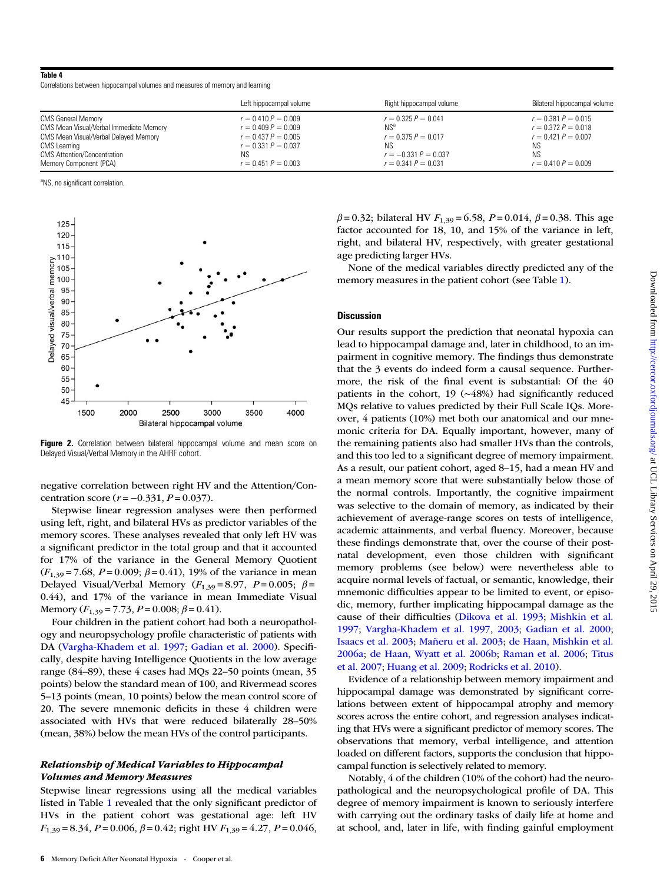**Table 4**

Correlations between hippocampal volumes and measures of memory and learning

| | Left hippocampal volume | Right hippocampal volume | Bilateral hippocampal volume |
|---|---|---|---|
| CMS General Memory | $r = 0.410$ $P = 0.009$ | $r = 0.325$ $P = 0.041$ | $r = 0.381$ $P = 0.015$ |
| CMS Mean Visual/Verbal Immediate Memory | $r = 0.409$ $P = 0.009$ | NS[a] | $r = 0.372$ $P = 0.018$ |
| CMS Mean Visual/Verbal Delayed Memory | $r = 0.437$ $P = 0.005$ | $r = 0.375$ $P = 0.017$ | $r = 0.421$ $P = 0.007$ |
| CMS Learning | $r = 0.331$ $P = 0.037$ | NS | NS |
| CMS Attention/Concentration | NS | $r = -0.331$ $P = 0.037$ | NS |
| Memory Component (PCA) | $r = 0.451$ $P = 0.003$ | $r = 0.341$ $P = 0.031$ | $r = 0.410$ $P = 0.009$ |

[a]NS, no significant correlation.

**Figure 2.** Correlation between bilateral hippocampal volume and mean score on Delayed Visual/Verbal Memory in the AHRF cohort.

negative correlation between right HV and the Attention/Concentration score ($r = -0.331$, $P = 0.037$).

Stepwise linear regression analyses were then performed using left, right, and bilateral HVs as predictor variables of the memory scores. These analyses revealed that only left HV was a significant predictor in the total group and that it accounted for 17% of the variance in the General Memory Quotient ($F_{1,39} = 7.68$, $P = 0.009$; $\beta = 0.41$), 19% of the variance in mean Delayed Visual/Verbal Memory ($F_{1,39} = 8.97$, $P = 0.005$; $\beta = 0.44$), and 17% of the variance in mean Immediate Visual Memory ($F_{1,39} = 7.73$, $P = 0.008$; $\beta = 0.41$).

Four children in the patient cohort had both a neuropathology and neuropsychology profile characteristic of patients with DA (Vargha-Khadem et al. 1997; Gadian et al. 2000). Specifically, despite having Intelligence Quotients in the low average range (84–89), these 4 cases had MQs 22–50 points (mean, 35 points) below the standard mean of 100, and Rivermead scores 5–13 points (mean, 10 points) below the mean control score of 20. The severe mnemonic deficits in these 4 children were associated with HVs that were reduced bilaterally 28–50% (mean, 38%) below the mean HVs of the control participants.

### *Relationship of Medical Variables to Hippocampal Volumes and Memory Measures*

Stepwise linear regressions using all the medical variables listed in Table 1 revealed that the only significant predictor of HVs in the patient cohort was gestational age: left HV $F_{1,39} = 8.34$, $P = 0.006$, $\beta = 0.42$; right HV $F_{1,39} = 4.27$, $P = 0.046$, $\beta = 0.32$; bilateral HV $F_{1,39} = 6.58$, $P = 0.014$, $\beta = 0.38$. This age factor accounted for 18, 10, and 15% of the variance in left, right, and bilateral HV, respectively, with greater gestational age predicting larger HVs.

None of the medical variables directly predicted any of the memory measures in the patient cohort (see Table 1).

## Discussion

Our results support the prediction that neonatal hypoxia can lead to hippocampal damage and, later in childhood, to an impairment in cognitive memory. The findings thus demonstrate that the 3 events do indeed form a causal sequence. Furthermore, the risk of the final event is substantial: Of the 40 patients in the cohort, 19 (~48%) had significantly reduced MQs relative to values predicted by their Full Scale IQs. Moreover, 4 patients (10%) met both our anatomical and our mnemonic criteria for DA. Equally important, however, many of the remaining patients also had smaller HVs than the controls, and this too led to a significant degree of memory impairment. As a result, our patient cohort, aged 8–15, had a mean HV and a mean memory score that were substantially below those of the normal controls. Importantly, the cognitive impairment was selective to the domain of memory, as indicated by their achievement of average-range scores on tests of intelligence, academic attainments, and verbal fluency. Moreover, because these findings demonstrate that, over the course of their postnatal development, even those children with significant memory problems (see below) were nevertheless able to acquire normal levels of factual, or semantic, knowledge, their mnemonic difficulties appear to be limited to event, or episodic, memory, further implicating hippocampal damage as the cause of their difficulties (Dikova et al. 1993; Mishkin et al. 1997; Vargha-Khadem et al. 1997, 2003; Gadian et al. 2000; Isaacs et al. 2003; Mañeru et al. 2003; de Haan, Mishkin et al. 2006a; de Haan, Wyatt et al. 2006b; Raman et al. 2006; Titus et al. 2007; Huang et al. 2009; Rodricks et al. 2010).

Evidence of a relationship between memory impairment and hippocampal damage was demonstrated by significant correlations between extent of hippocampal atrophy and memory scores across the entire cohort, and regression analyses indicating that HVs were a significant predictor of memory scores. The observations that memory, verbal intelligence, and attention loaded on different factors, supports the conclusion that hippocampal function is selectively related to memory.

Notably, 4 of the children (10% of the cohort) had the neuropathological and the neuropsychological profile of DA. This degree of memory impairment is known to seriously interfere with carrying out the ordinary tasks of daily life at home and at school, and, later in life, with finding gainful employment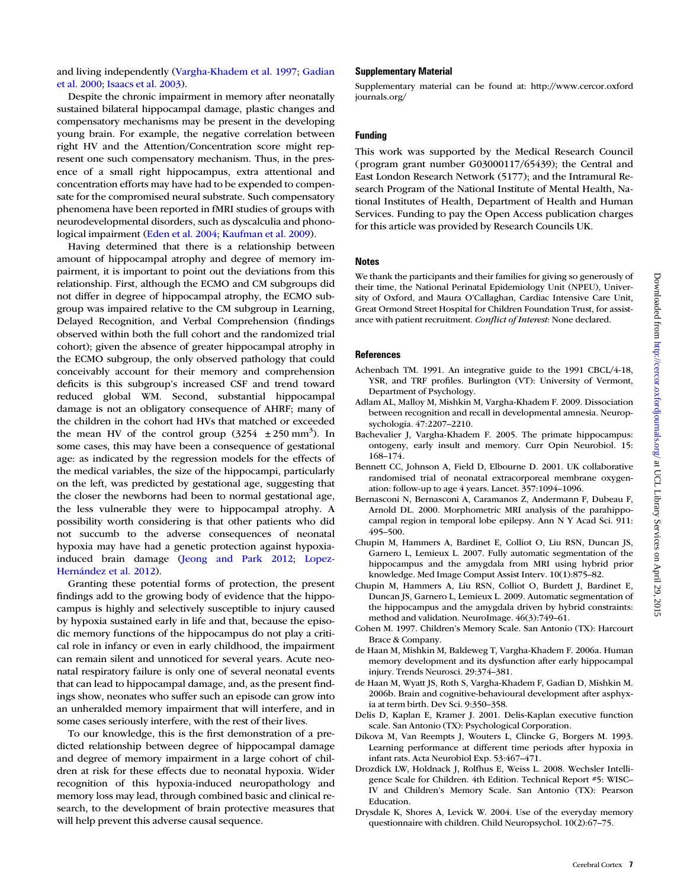and living independently (Vargha-Khadem et al. 1997; Gadian et al. 2000; Isaacs et al. 2003).

Despite the chronic impairment in memory after neonatally sustained bilateral hippocampal damage, plastic changes and compensatory mechanisms may be present in the developing young brain. For example, the negative correlation between right HV and the Attention/Concentration score might represent one such compensatory mechanism. Thus, in the presence of a small right hippocampus, extra attentional and concentration efforts may have had to be expended to compensate for the compromised neural substrate. Such compensatory phenomena have been reported in fMRI studies of groups with neurodevelopmental disorders, such as dyscalculia and phonological impairment (Eden et al. 2004; Kaufman et al. 2009).

Having determined that there is a relationship between amount of hippocampal atrophy and degree of memory impairment, it is important to point out the deviations from this relationship. First, although the ECMO and CM subgroups did not differ in degree of hippocampal atrophy, the ECMO subgroup was impaired relative to the CM subgroup in Learning, Delayed Recognition, and Verbal Comprehension (findings observed within both the full cohort and the randomized trial cohort); given the absence of greater hippocampal atrophy in the ECMO subgroup, the only observed pathology that could conceivably account for their memory and comprehension deficits is this subgroup's increased CSF and trend toward reduced global WM. Second, substantial hippocampal damage is not an obligatory consequence of AHRF; many of the children in the cohort had HVs that matched or exceeded the mean HV of the control group ($3254 \pm 250\ \text{mm}^3$). In some cases, this may have been a consequence of gestational age: as indicated by the regression models for the effects of the medical variables, the size of the hippocampi, particularly on the left, was predicted by gestational age, suggesting that the closer the newborns had been to normal gestational age, the less vulnerable they were to hippocampal atrophy. A possibility worth considering is that other patients who did not succumb to the adverse consequences of neonatal hypoxia may have had a genetic protection against hypoxia-induced brain damage (Jeong and Park 2012; Lopez-Hernández et al. 2012).

Granting these potential forms of protection, the present findings add to the growing body of evidence that the hippocampus is highly and selectively susceptible to injury caused by hypoxia sustained early in life and that, because the episodic memory functions of the hippocampus do not play a critical role in infancy or even in early childhood, the impairment can remain silent and unnoticed for several years. Acute neonatal respiratory failure is only one of several neonatal events that can lead to hippocampal damage, and, as the present findings show, neonates who suffer such an episode can grow into an unheralded memory impairment that will interfere, and in some cases seriously interfere, with the rest of their lives.

To our knowledge, this is the first demonstration of a predicted relationship between degree of hippocampal damage and degree of memory impairment in a large cohort of children at risk for these effects due to neonatal hypoxia. Wider recognition of this hypoxia-induced neuropathology and memory loss may lead, through combined basic and clinical research, to the development of brain protective measures that will help prevent this adverse causal sequence.

## Supplementary Material

Supplementary material can be found at: http://www.cercor.oxfordjournals.org/

## Funding

This work was supported by the Medical Research Council (program grant number G03000117/65439); the Central and East London Research Network (5177); and the Intramural Research Program of the National Institute of Mental Health, National Institutes of Health, Department of Health and Human Services. Funding to pay the Open Access publication charges for this article was provided by Research Councils UK.

## Notes

We thank the participants and their families for giving so generously of their time, the National Perinatal Epidemiology Unit (NPEU), University of Oxford, and Maura O'Callaghan, Cardiac Intensive Care Unit, Great Ormond Street Hospital for Children Foundation Trust, for assistance with patient recruitment. *Conflict of Interest*: None declared.

## References

Achenbach TM. 1991. An integrative guide to the 1991 CBCL/4-18, YSR, and TRF profiles. Burlington (VT): University of Vermont, Department of Psychology.

Adlam AL, Malloy M, Mishkin M, Vargha-Khadem F. 2009. Dissociation between recognition and recall in developmental amnesia. Neuropsychologia. 47:2207–2210.

Bachevalier J, Vargha-Khadem F. 2005. The primate hippocampus: ontogeny, early insult and memory. Curr Opin Neurobiol. 15: 168–174.

Bennett CC, Johnson A, Field D, Elbourne D. 2001. UK collaborative randomised trial of neonatal extracorporeal membrane oxygenation: follow-up to age 4 years. Lancet. 357:1094–1096.

Bernasconi N, Bernasconi A, Caramanos Z, Andermann F, Dubeau F, Arnold DL. 2000. Morphometric MRI analysis of the parahippocampal region in temporal lobe epilepsy. Ann N Y Acad Sci. 911: 495–500.

Chupin M, Hammers A, Bardinet E, Colliot O, Liu RSN, Duncan JS, Garnero L, Lemieux L. 2007. Fully automatic segmentation of the hippocampus and the amygdala from MRI using hybrid prior knowledge. Med Image Comput Assist Interv. 10(1):875–82.

Chupin M, Hammers A, Liu RSN, Colliot O, Burdett J, Bardinet E, Duncan JS, Garnero L, Lemieux L. 2009. Automatic segmentation of the hippocampus and the amygdala driven by hybrid constraints: method and validation. NeuroImage. 46(3):749–61.

Cohen M. 1997. Children's Memory Scale. San Antonio (TX): Harcourt Brace & Company.

de Haan M, Mishkin M, Baldeweg T, Vargha-Khadem F. 2006a. Human memory development and its dysfunction after early hippocampal injury. Trends Neurosci. 29:374–381.

de Haan M, Wyatt JS, Roth S, Vargha-Khadem F, Gadian D, Mishkin M. 2006b. Brain and cognitive-behavioural development after asphyxia at term birth. Dev Sci. 9:350–358.

Delis D, Kaplan E, Kramer J. 2001. Delis-Kaplan executive function scale. San Antonio (TX): Psychological Corporation.

Dikova M, Van Reempts J, Wouters L, Clincke G, Borgers M. 1993. Learning performance at different time periods after hypoxia in infant rats. Acta Neurobiol Exp. 53:467–471.

Drozdick LW, Holdnack J, Rolfhus E, Weiss L. 2008. Wechsler Intelligence Scale for Children. 4th Edition. Technical Report #5: WISC–IV and Children's Memory Scale. San Antonio (TX): Pearson Education.

Drysdale K, Shores A, Levick W. 2004. Use of the everyday memory questionnaire with children. Child Neuropsychol. 10(2):67–75.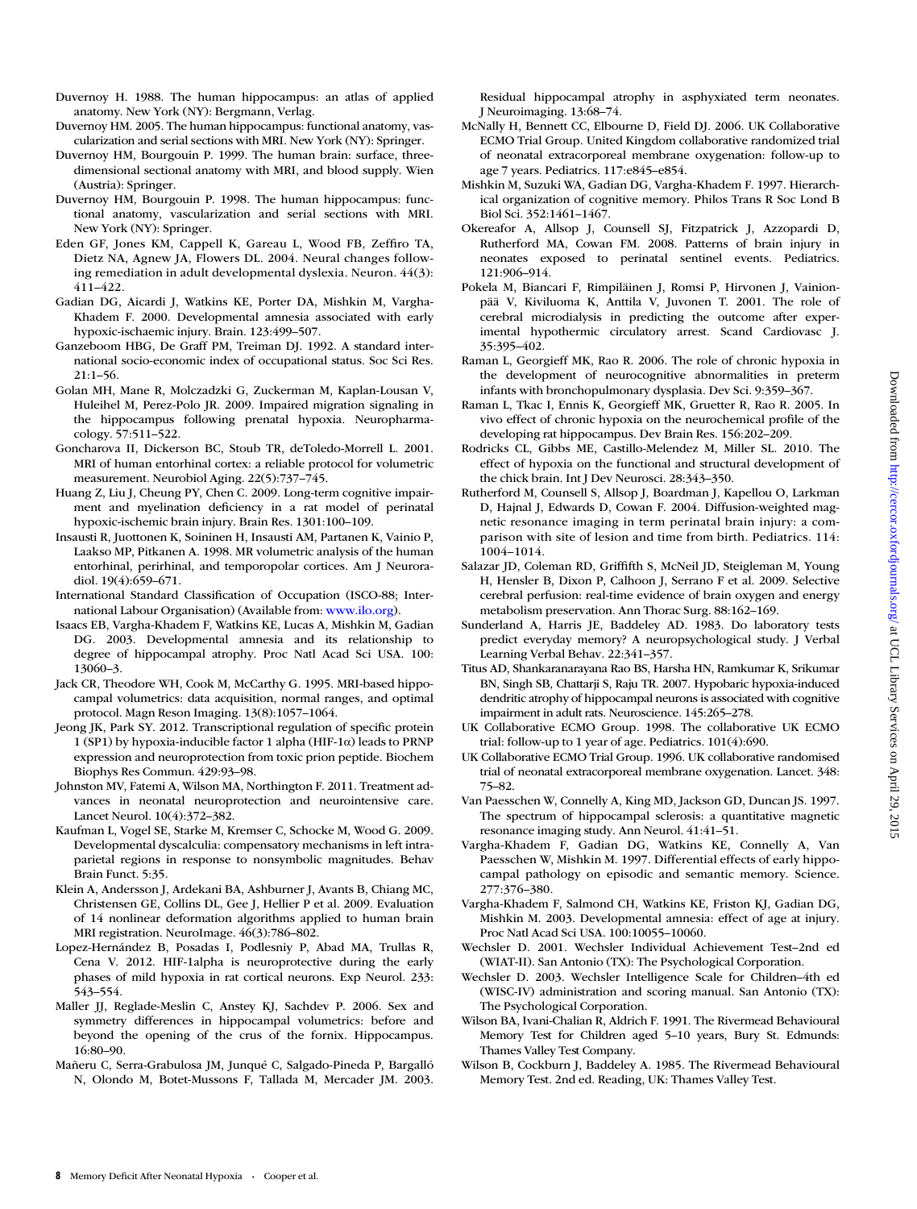Duvernoy H. 1988. The human hippocampus: an atlas of applied anatomy. New York (NY): Bergmann, Verlag.

Duvernoy HM. 2005. The human hippocampus: functional anatomy, vascularization and serial sections with MRI. New York (NY): Springer.

Duvernoy HM, Bourgouin P. 1999. The human brain: surface, three-dimensional sectional anatomy with MRI, and blood supply. Wien (Austria): Springer.

Duvernoy HM, Bourgouin P. 1998. The human hippocampus: functional anatomy, vascularization and serial sections with MRI. New York (NY): Springer.

Eden GF, Jones KM, Cappell K, Gareau L, Wood FB, Zeffiro TA, Dietz NA, Agnew JA, Flowers DL. 2004. Neural changes following remediation in adult developmental dyslexia. Neuron. 44(3): 411–422.

Gadian DG, Aicardi J, Watkins KE, Porter DA, Mishkin M, Vargha-Khadem F. 2000. Developmental amnesia associated with early hypoxic-ischaemic injury. Brain. 123:499–507.

Ganzeboom HBG, De Graff PM, Treiman DJ. 1992. A standard international socio-economic index of occupational status. Soc Sci Res. 21:1–56.

Golan MH, Mane R, Molczadzki G, Zuckerman M, Kaplan-Lousan V, Huleihel M, Perez-Polo JR. 2009. Impaired migration signaling in the hippocampus following prenatal hypoxia. Neuropharmacology. 57:511–522.

Goncharova II, Dickerson BC, Stoub TR, deToledo-Morrell L. 2001. MRI of human entorhinal cortex: a reliable protocol for volumetric measurement. Neurobiol Aging. 22(5):737–745.

Huang Z, Liu J, Cheung PY, Chen C. 2009. Long-term cognitive impairment and myelination deficiency in a rat model of perinatal hypoxic-ischemic brain injury. Brain Res. 1301:100–109.

Insausti R, Juottonen K, Soininen H, Insausti AM, Partanen K, Vainio P, Laakso MP, Pitkanen A. 1998. MR volumetric analysis of the human entorhinal, perirhinal, and temporopolar cortices. Am J Neuroradiol. 19(4):659–671.

International Standard Classification of Occupation (ISCO-88; International Labour Organisation) (Available from: www.ilo.org).

Isaacs EB, Vargha-Khadem F, Watkins KE, Lucas A, Mishkin M, Gadian DG. 2003. Developmental amnesia and its relationship to degree of hippocampal atrophy. Proc Natl Acad Sci USA. 100: 13060–3.

Jack CR, Theodore WH, Cook M, McCarthy G. 1995. MRI-based hippocampal volumetrics: data acquisition, normal ranges, and optimal protocol. Magn Reson Imaging. 13(8):1057–1064.

Jeong JK, Park SY. 2012. Transcriptional regulation of specific protein 1 (SP1) by hypoxia-inducible factor 1 alpha (HIF-1α) leads to PRNP expression and neuroprotection from toxic prion peptide. Biochem Biophys Res Commun. 429:93–98.

Johnston MV, Fatemi A, Wilson MA, Northington F. 2011. Treatment advances in neonatal neuroprotection and neurointensive care. Lancet Neurol. 10(4):372–382.

Kaufman L, Vogel SE, Starke M, Kremser C, Schocke M, Wood G. 2009. Developmental dyscalculia: compensatory mechanisms in left intraparietal regions in response to nonsymbolic magnitudes. Behav Brain Funct. 5:35.

Klein A, Andersson J, Ardekani BA, Ashburner J, Avants B, Chiang MC, Christensen GE, Collins DL, Gee J, Hellier P et al. 2009. Evaluation of 14 nonlinear deformation algorithms applied to human brain MRI registration. NeuroImage. 46(3):786–802.

Lopez-Hernández B, Posadas I, Podlesniy P, Abad MA, Trullas R, Cena V. 2012. HIF-1alpha is neuroprotective during the early phases of mild hypoxia in rat cortical neurons. Exp Neurol. 233: 543–554.

Maller JJ, Reglade-Meslin C, Anstey KJ, Sachdev P. 2006. Sex and symmetry differences in hippocampal volumetrics: before and beyond the opening of the crus of the fornix. Hippocampus. 16:80–90.

Mañeru C, Serra-Grabulosa JM, Junqué C, Salgado-Pineda P, Bargalló N, Olondo M, Botet-Mussons F, Tallada M, Mercader JM. 2003. Residual hippocampal atrophy in asphyxiated term neonates. J Neuroimaging. 13:68–74.

McNally H, Bennett CC, Elbourne D, Field DJ. 2006. UK Collaborative ECMO Trial Group. United Kingdom collaborative randomized trial of neonatal extracorporeal membrane oxygenation: follow-up to age 7 years. Pediatrics. 117:e845–e854.

Mishkin M, Suzuki WA, Gadian DG, Vargha-Khadem F. 1997. Hierarchical organization of cognitive memory. Philos Trans R Soc Lond B Biol Sci. 352:1461–1467.

Okereafor A, Allsop J, Counsell SJ, Fitzpatrick J, Azzopardi D, Rutherford MA, Cowan FM. 2008. Patterns of brain injury in neonates exposed to perinatal sentinel events. Pediatrics. 121:906–914.

Pokela M, Biancari F, Rimpiläinen J, Romsi P, Hirvonen J, Vainionpää V, Kiviluoma K, Anttila V, Juvonen T. 2001. The role of cerebral microdialysis in predicting the outcome after experimental hypothermic circulatory arrest. Scand Cardiovasc J. 35:395–402.

Raman L, Georgieff MK, Rao R. 2006. The role of chronic hypoxia in the development of neurocognitive abnormalities in preterm infants with bronchopulmonary dysplasia. Dev Sci. 9:359–367.

Raman L, Tkac I, Ennis K, Georgieff MK, Gruetter R, Rao R. 2005. In vivo effect of chronic hypoxia on the neurochemical profile of the developing rat hippocampus. Dev Brain Res. 156:202–209.

Rodricks CL, Gibbs ME, Castillo-Melendez M, Miller SL. 2010. The effect of hypoxia on the functional and structural development of the chick brain. Int J Dev Neurosci. 28:343–350.

Rutherford M, Counsell S, Allsop J, Boardman J, Kapellou O, Larkman D, Hajnal J, Edwards D, Cowan F. 2004. Diffusion-weighted magnetic resonance imaging in term perinatal brain injury: a comparison with site of lesion and time from birth. Pediatrics. 114: 1004–1014.

Salazar JD, Coleman RD, Griffifth S, McNeil JD, Steigleman M, Young H, Hensler B, Dixon P, Calhoon J, Serrano F et al. 2009. Selective cerebral perfusion: real-time evidence of brain oxygen and energy metabolism preservation. Ann Thorac Surg. 88:162–169.

Sunderland A, Harris JE, Baddeley AD. 1983. Do laboratory tests predict everyday memory? A neuropsychological study. J Verbal Learning Verbal Behav. 22:341–357.

Titus AD, Shankaranarayana Rao BS, Harsha HN, Ramkumar K, Srikumar BN, Singh SB, Chattarji S, Raju TR. 2007. Hypobaric hypoxia-induced dendritic atrophy of hippocampal neurons is associated with cognitive impairment in adult rats. Neuroscience. 145:265–278.

UK Collaborative ECMO Group. 1998. The collaborative UK ECMO trial: follow-up to 1 year of age. Pediatrics. 101(4):690.

UK Collaborative ECMO Trial Group. 1996. UK collaborative randomised trial of neonatal extracorporeal membrane oxygenation. Lancet. 348: 75–82.

Van Paesschen W, Connelly A, King MD, Jackson GD, Duncan JS. 1997. The spectrum of hippocampal sclerosis: a quantitative magnetic resonance imaging study. Ann Neurol. 41:41–51.

Vargha-Khadem F, Gadian DG, Watkins KE, Connelly A, Van Paesschen W, Mishkin M. 1997. Differential effects of early hippocampal pathology on episodic and semantic memory. Science. 277:376–380.

Vargha-Khadem F, Salmond CH, Watkins KE, Friston KJ, Gadian DG, Mishkin M. 2003. Developmental amnesia: effect of age at injury. Proc Natl Acad Sci USA. 100:10055–10060.

Wechsler D. 2001. Wechsler Individual Achievement Test–2nd ed (WIAT-II). San Antonio (TX): The Psychological Corporation.

Wechsler D. 2003. Wechsler Intelligence Scale for Children–4th ed (WISC-IV) administration and scoring manual. San Antonio (TX): The Psychological Corporation.

Wilson BA, Ivani-Chalian R, Aldrich F. 1991. The Rivermead Behavioural Memory Test for Children aged 5–10 years, Bury St. Edmunds: Thames Valley Test Company.

Wilson B, Cockburn J, Baddeley A. 1985. The Rivermead Behavioural Memory Test. 2nd ed. Reading, UK: Thames Valley Test.